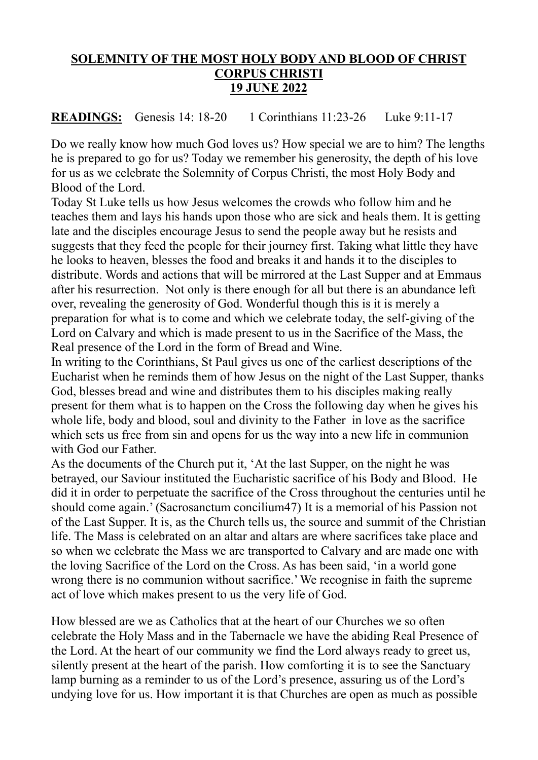**SOLEMNITY OF THE MOST HOLY BODY AND BLOOD OF CHRIST**
**CORPUS CHRISTI**
**19 JUNE 2022**

**READINGS:** Genesis 14: 18-20 1 Corinthians 11:23-26 Luke 9:11-17

Do we really know how much God loves us? How special we are to him? The lengths he is prepared to go for us? Today we remember his generosity, the depth of his love for us as we celebrate the Solemnity of Corpus Christi, the most Holy Body and Blood of the Lord.

Today St Luke tells us how Jesus welcomes the crowds who follow him and he teaches them and lays his hands upon those who are sick and heals them. It is getting late and the disciples encourage Jesus to send the people away but he resists and suggests that they feed the people for their journey first. Taking what little they have he looks to heaven, blesses the food and breaks it and hands it to the disciples to distribute. Words and actions that will be mirrored at the Last Supper and at Emmaus after his resurrection. Not only is there enough for all but there is an abundance left over, revealing the generosity of God. Wonderful though this is it is merely a preparation for what is to come and which we celebrate today, the self-giving of the Lord on Calvary and which is made present to us in the Sacrifice of the Mass, the Real presence of the Lord in the form of Bread and Wine.

In writing to the Corinthians, St Paul gives us one of the earliest descriptions of the Eucharist when he reminds them of how Jesus on the night of the Last Supper, thanks God, blesses bread and wine and distributes them to his disciples making really present for them what is to happen on the Cross the following day when he gives his whole life, body and blood, soul and divinity to the Father in love as the sacrifice which sets us free from sin and opens for us the way into a new life in communion with God our Father.

As the documents of the Church put it, 'At the last Supper, on the night he was betrayed, our Saviour instituted the Eucharistic sacrifice of his Body and Blood. He did it in order to perpetuate the sacrifice of the Cross throughout the centuries until he should come again.' (Sacrosanctum concilium47) It is a memorial of his Passion not of the Last Supper. It is, as the Church tells us, the source and summit of the Christian life. The Mass is celebrated on an altar and altars are where sacrifices take place and so when we celebrate the Mass we are transported to Calvary and are made one with the loving Sacrifice of the Lord on the Cross. As has been said, 'in a world gone wrong there is no communion without sacrifice.' We recognise in faith the supreme act of love which makes present to us the very life of God.

How blessed are we as Catholics that at the heart of our Churches we so often celebrate the Holy Mass and in the Tabernacle we have the abiding Real Presence of the Lord. At the heart of our community we find the Lord always ready to greet us, silently present at the heart of the parish. How comforting it is to see the Sanctuary lamp burning as a reminder to us of the Lord's presence, assuring us of the Lord's undying love for us. How important it is that Churches are open as much as possible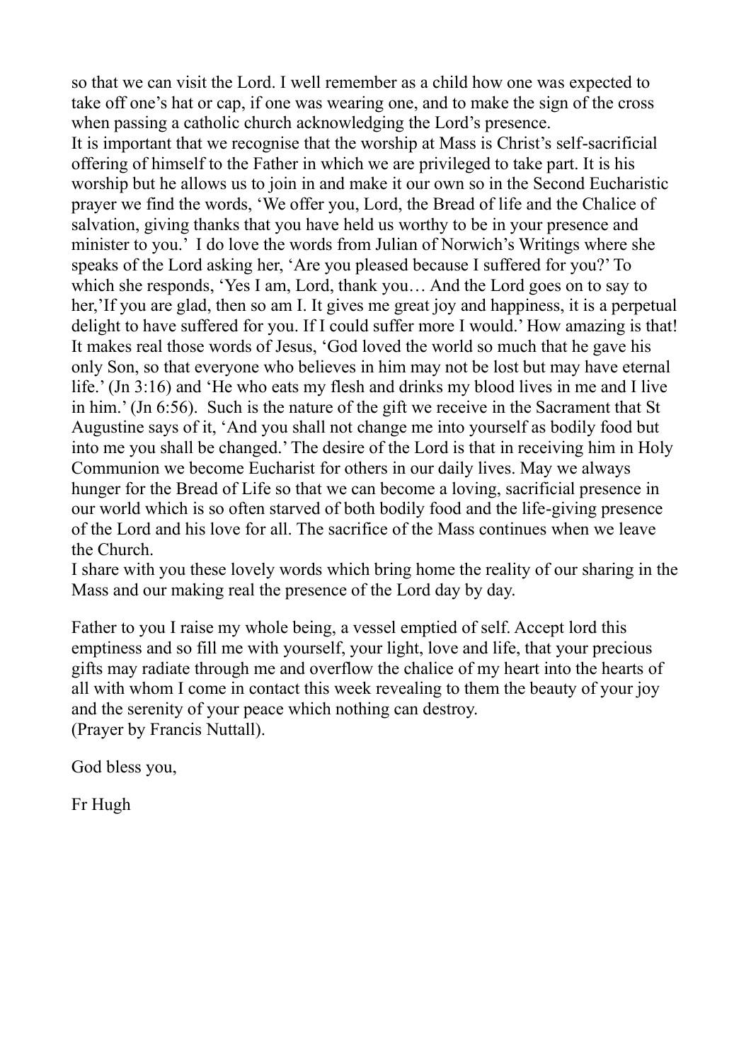so that we can visit the Lord. I well remember as a child how one was expected to take off one's hat or cap, if one was wearing one, and to make the sign of the cross when passing a catholic church acknowledging the Lord's presence.

It is important that we recognise that the worship at Mass is Christ's self-sacrificial offering of himself to the Father in which we are privileged to take part. It is his worship but he allows us to join in and make it our own so in the Second Eucharistic prayer we find the words, 'We offer you, Lord, the Bread of life and the Chalice of salvation, giving thanks that you have held us worthy to be in your presence and minister to you.' I do love the words from Julian of Norwich's Writings where she speaks of the Lord asking her, 'Are you pleased because I suffered for you?' To which she responds, 'Yes I am, Lord, thank you… And the Lord goes on to say to her,'If you are glad, then so am I. It gives me great joy and happiness, it is a perpetual delight to have suffered for you. If I could suffer more I would.' How amazing is that! It makes real those words of Jesus, 'God loved the world so much that he gave his only Son, so that everyone who believes in him may not be lost but may have eternal life.' (Jn 3:16) and 'He who eats my flesh and drinks my blood lives in me and I live in him.' (Jn 6:56). Such is the nature of the gift we receive in the Sacrament that St Augustine says of it, 'And you shall not change me into yourself as bodily food but into me you shall be changed.' The desire of the Lord is that in receiving him in Holy Communion we become Eucharist for others in our daily lives. May we always hunger for the Bread of Life so that we can become a loving, sacrificial presence in our world which is so often starved of both bodily food and the life-giving presence of the Lord and his love for all. The sacrifice of the Mass continues when we leave the Church.

I share with you these lovely words which bring home the reality of our sharing in the Mass and our making real the presence of the Lord day by day.

Father to you I raise my whole being, a vessel emptied of self. Accept lord this emptiness and so fill me with yourself, your light, love and life, that your precious gifts may radiate through me and overflow the chalice of my heart into the hearts of all with whom I come in contact this week revealing to them the beauty of your joy and the serenity of your peace which nothing can destroy.
(Prayer by Francis Nuttall).

God bless you,

Fr Hugh